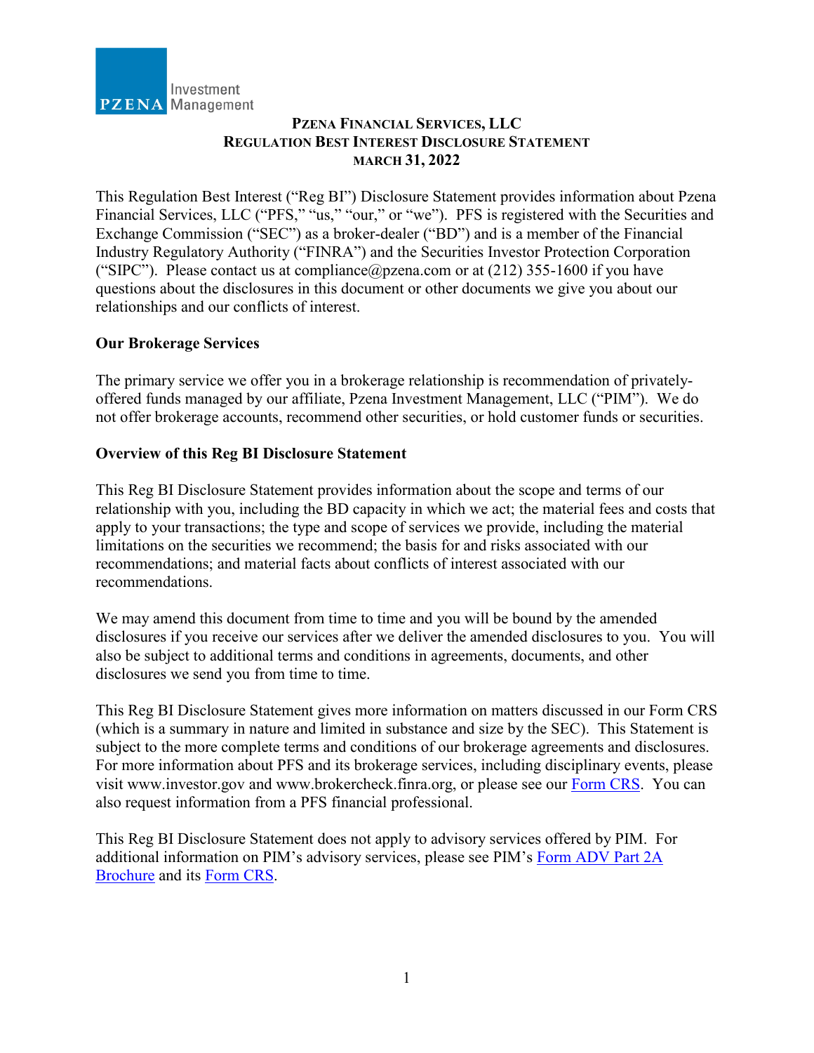# PZENA FINANCIAL SERVICES, LLC
# REGULATION BEST INTEREST DISCLOSURE STATEMENT
## MARCH 31, 2022

This Regulation Best Interest ("Reg BI") Disclosure Statement provides information about Pzena Financial Services, LLC ("PFS," "us," "our," or "we"). PFS is registered with the Securities and Exchange Commission ("SEC") as a broker-dealer ("BD") and is a member of the Financial Industry Regulatory Authority ("FINRA") and the Securities Investor Protection Corporation ("SIPC"). Please contact us at compliance@pzena.com or at (212) 355-1600 if you have questions about the disclosures in this document or other documents we give you about our relationships and our conflicts of interest.

**Our Brokerage Services**

The primary service we offer you in a brokerage relationship is recommendation of privately-offered funds managed by our affiliate, Pzena Investment Management, LLC ("PIM"). We do not offer brokerage accounts, recommend other securities, or hold customer funds or securities.

**Overview of this Reg BI Disclosure Statement**

This Reg BI Disclosure Statement provides information about the scope and terms of our relationship with you, including the BD capacity in which we act; the material fees and costs that apply to your transactions; the type and scope of services we provide, including the material limitations on the securities we recommend; the basis for and risks associated with our recommendations; and material facts about conflicts of interest associated with our recommendations.

We may amend this document from time to time and you will be bound by the amended disclosures if you receive our services after we deliver the amended disclosures to you. You will also be subject to additional terms and conditions in agreements, documents, and other disclosures we send you from time to time.

This Reg BI Disclosure Statement gives more information on matters discussed in our Form CRS (which is a summary in nature and limited in substance and size by the SEC). This Statement is subject to the more complete terms and conditions of our brokerage agreements and disclosures. For more information about PFS and its brokerage services, including disciplinary events, please visit www.investor.gov and www.brokercheck.finra.org, or please see our Form CRS. You can also request information from a PFS financial professional.

This Reg BI Disclosure Statement does not apply to advisory services offered by PIM. For additional information on PIM's advisory services, please see PIM's Form ADV Part 2A Brochure and its Form CRS.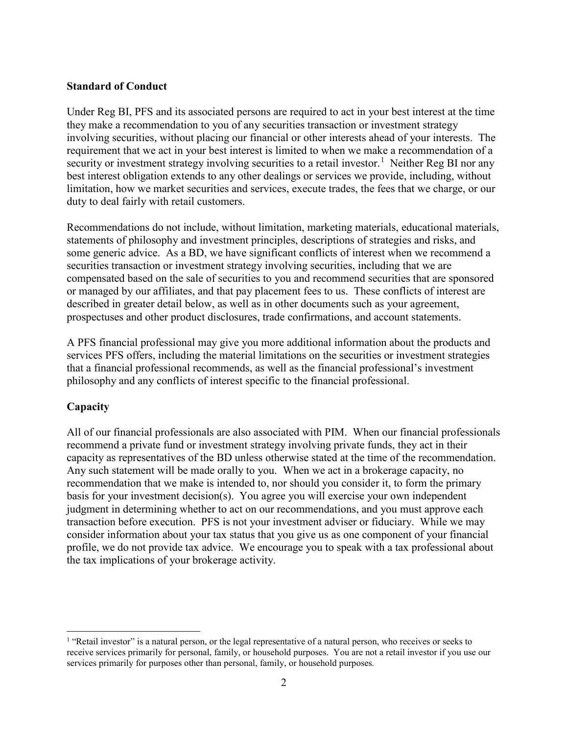**Standard of Conduct**

Under Reg BI, PFS and its associated persons are required to act in your best interest at the time they make a recommendation to you of any securities transaction or investment strategy involving securities, without placing our financial or other interests ahead of your interests. The requirement that we act in your best interest is limited to when we make a recommendation of a security or investment strategy involving securities to a retail investor.[1] Neither Reg BI nor any best interest obligation extends to any other dealings or services we provide, including, without limitation, how we market securities and services, execute trades, the fees that we charge, or our duty to deal fairly with retail customers.

Recommendations do not include, without limitation, marketing materials, educational materials, statements of philosophy and investment principles, descriptions of strategies and risks, and some generic advice. As a BD, we have significant conflicts of interest when we recommend a securities transaction or investment strategy involving securities, including that we are compensated based on the sale of securities to you and recommend securities that are sponsored or managed by our affiliates, and that pay placement fees to us. These conflicts of interest are described in greater detail below, as well as in other documents such as your agreement, prospectuses and other product disclosures, trade confirmations, and account statements.

A PFS financial professional may give you more additional information about the products and services PFS offers, including the material limitations on the securities or investment strategies that a financial professional recommends, as well as the financial professional's investment philosophy and any conflicts of interest specific to the financial professional.

**Capacity**

All of our financial professionals are also associated with PIM. When our financial professionals recommend a private fund or investment strategy involving private funds, they act in their capacity as representatives of the BD unless otherwise stated at the time of the recommendation. Any such statement will be made orally to you. When we act in a brokerage capacity, no recommendation that we make is intended to, nor should you consider it, to form the primary basis for your investment decision(s). You agree you will exercise your own independent judgment in determining whether to act on our recommendations, and you must approve each transaction before execution. PFS is not your investment adviser or fiduciary. While we may consider information about your tax status that you give us as one component of your financial profile, we do not provide tax advice. We encourage you to speak with a tax professional about the tax implications of your brokerage activity.

---

[1] "Retail investor" is a natural person, or the legal representative of a natural person, who receives or seeks to receive services primarily for personal, family, or household purposes. You are not a retail investor if you use our services primarily for purposes other than personal, family, or household purposes.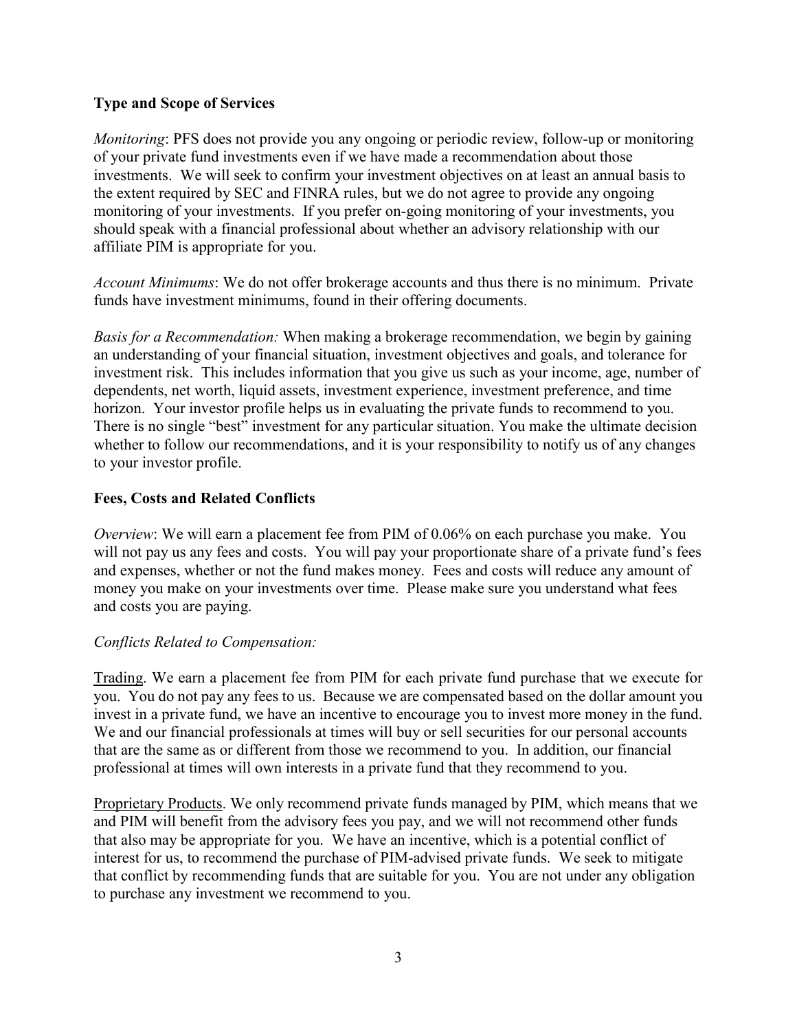**Type and Scope of Services**

*Monitoring*: PFS does not provide you any ongoing or periodic review, follow-up or monitoring of your private fund investments even if we have made a recommendation about those investments. We will seek to confirm your investment objectives on at least an annual basis to the extent required by SEC and FINRA rules, but we do not agree to provide any ongoing monitoring of your investments. If you prefer on-going monitoring of your investments, you should speak with a financial professional about whether an advisory relationship with our affiliate PIM is appropriate for you.

*Account Minimums*: We do not offer brokerage accounts and thus there is no minimum. Private funds have investment minimums, found in their offering documents.

*Basis for a Recommendation:* When making a brokerage recommendation, we begin by gaining an understanding of your financial situation, investment objectives and goals, and tolerance for investment risk. This includes information that you give us such as your income, age, number of dependents, net worth, liquid assets, investment experience, investment preference, and time horizon. Your investor profile helps us in evaluating the private funds to recommend to you. There is no single "best" investment for any particular situation. You make the ultimate decision whether to follow our recommendations, and it is your responsibility to notify us of any changes to your investor profile.

**Fees, Costs and Related Conflicts**

*Overview*: We will earn a placement fee from PIM of 0.06% on each purchase you make. You will not pay us any fees and costs. You will pay your proportionate share of a private fund's fees and expenses, whether or not the fund makes money. Fees and costs will reduce any amount of money you make on your investments over time. Please make sure you understand what fees and costs you are paying.

*Conflicts Related to Compensation:*

Trading. We earn a placement fee from PIM for each private fund purchase that we execute for you. You do not pay any fees to us. Because we are compensated based on the dollar amount you invest in a private fund, we have an incentive to encourage you to invest more money in the fund. We and our financial professionals at times will buy or sell securities for our personal accounts that are the same as or different from those we recommend to you. In addition, our financial professional at times will own interests in a private fund that they recommend to you.

Proprietary Products. We only recommend private funds managed by PIM, which means that we and PIM will benefit from the advisory fees you pay, and we will not recommend other funds that also may be appropriate for you. We have an incentive, which is a potential conflict of interest for us, to recommend the purchase of PIM-advised private funds. We seek to mitigate that conflict by recommending funds that are suitable for you. You are not under any obligation to purchase any investment we recommend to you.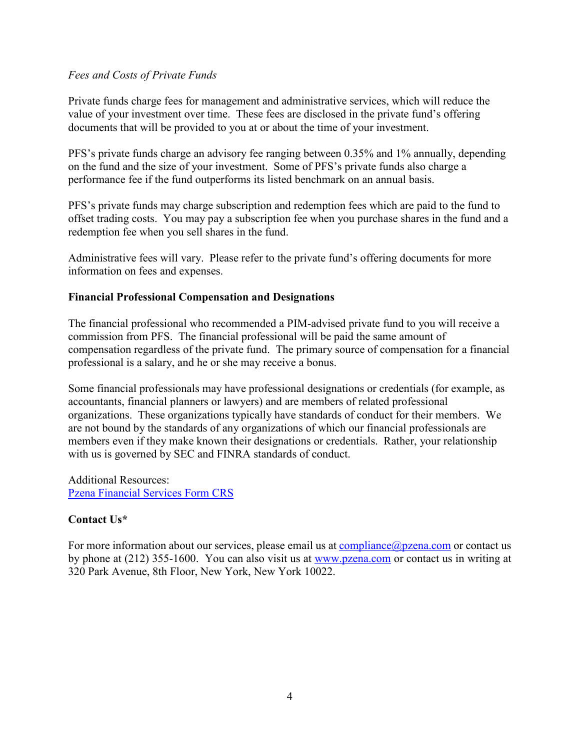*Fees and Costs of Private Funds*

Private funds charge fees for management and administrative services, which will reduce the value of your investment over time. These fees are disclosed in the private fund's offering documents that will be provided to you at or about the time of your investment.

PFS's private funds charge an advisory fee ranging between 0.35% and 1% annually, depending on the fund and the size of your investment. Some of PFS's private funds also charge a performance fee if the fund outperforms its listed benchmark on an annual basis.

PFS's private funds may charge subscription and redemption fees which are paid to the fund to offset trading costs. You may pay a subscription fee when you purchase shares in the fund and a redemption fee when you sell shares in the fund.

Administrative fees will vary. Please refer to the private fund's offering documents for more information on fees and expenses.

**Financial Professional Compensation and Designations**

The financial professional who recommended a PIM-advised private fund to you will receive a commission from PFS. The financial professional will be paid the same amount of compensation regardless of the private fund. The primary source of compensation for a financial professional is a salary, and he or she may receive a bonus.

Some financial professionals may have professional designations or credentials (for example, as accountants, financial planners or lawyers) and are members of related professional organizations. These organizations typically have standards of conduct for their members. We are not bound by the standards of any organizations of which our financial professionals are members even if they make known their designations or credentials. Rather, your relationship with us is governed by SEC and FINRA standards of conduct.

Additional Resources:
[Pzena Financial Services Form CRS]

**Contact Us***

For more information about our services, please email us at compliance@pzena.com or contact us by phone at (212) 355-1600. You can also visit us at www.pzena.com or contact us in writing at 320 Park Avenue, 8th Floor, New York, New York 10022.